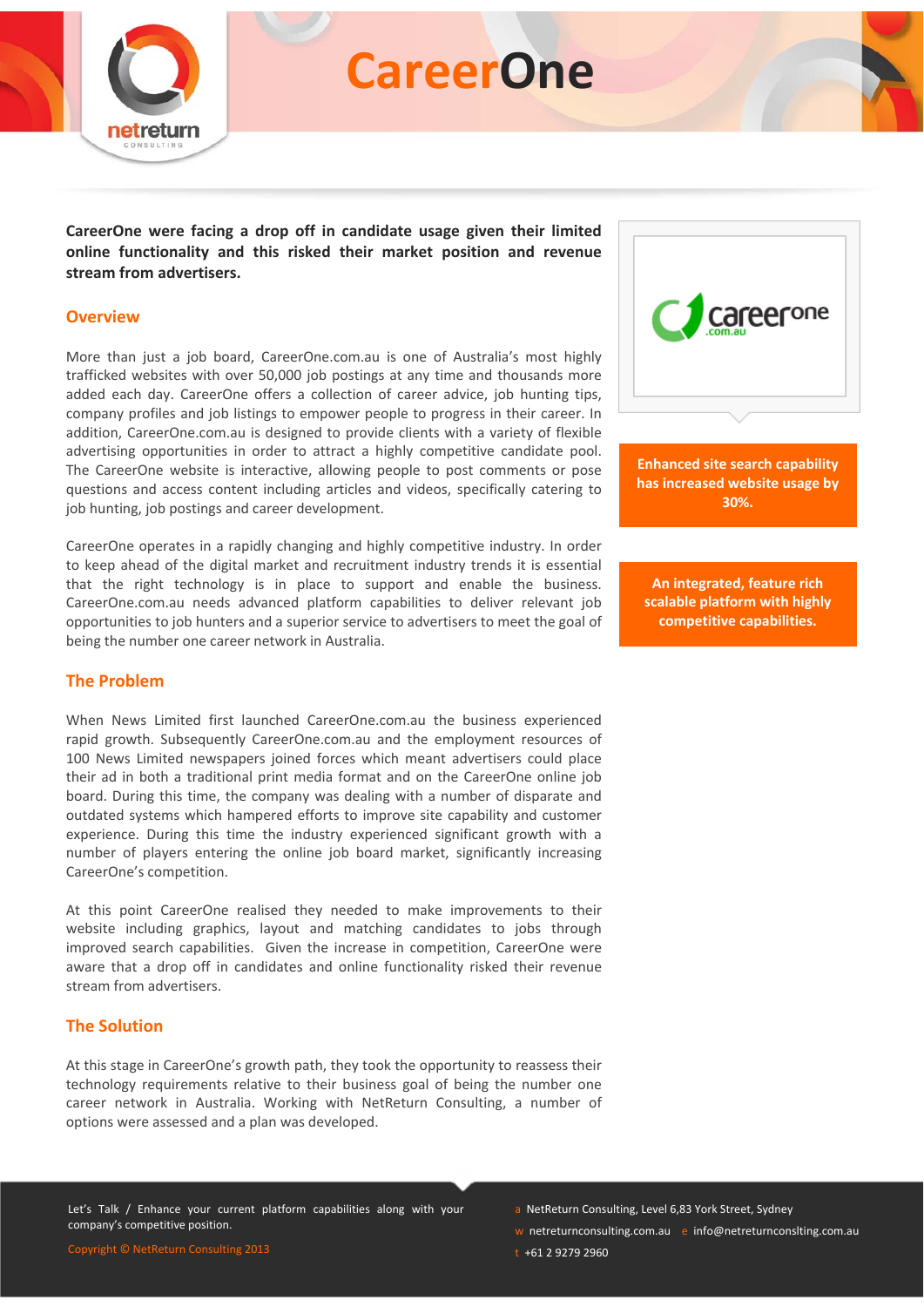# CareerOne

**CareerOne were facing a drop off in candidate usage given their limited online functionality and this risked their market position and revenue stream from advertisers.**

**Enhanced site search capability has increased website usage by 30%.**

**An integrated, feature rich scalable platform with highly competitive capabilities.**

## Overview

More than just a job board, CareerOne.com.au is one of Australia's most highly trafficked websites with over 50,000 job postings at any time and thousands more added each day. CareerOne offers a collection of career advice, job hunting tips, company profiles and job listings to empower people to progress in their career. In addition, CareerOne.com.au is designed to provide clients with a variety of flexible advertising opportunities in order to attract a highly competitive candidate pool. The CareerOne website is interactive, allowing people to post comments or pose questions and access content including articles and videos, specifically catering to job hunting, job postings and career development.

CareerOne operates in a rapidly changing and highly competitive industry. In order to keep ahead of the digital market and recruitment industry trends it is essential that the right technology is in place to support and enable the business. CareerOne.com.au needs advanced platform capabilities to deliver relevant job opportunities to job hunters and a superior service to advertisers to meet the goal of being the number one career network in Australia.

## The Problem

When News Limited first launched CareerOne.com.au the business experienced rapid growth. Subsequently CareerOne.com.au and the employment resources of 100 News Limited newspapers joined forces which meant advertisers could place their ad in both a traditional print media format and on the CareerOne online job board. During this time, the company was dealing with a number of disparate and outdated systems which hampered efforts to improve site capability and customer experience. During this time the industry experienced significant growth with a number of players entering the online job board market, significantly increasing CareerOne's competition.

At this point CareerOne realised they needed to make improvements to their website including graphics, layout and matching candidates to jobs through improved search capabilities. Given the increase in competition, CareerOne were aware that a drop off in candidates and online functionality risked their revenue stream from advertisers.

## The Solution

At this stage in CareerOne's growth path, they took the opportunity to reassess their technology requirements relative to their business goal of being the number one career network in Australia. Working with NetReturn Consulting, a number of options were assessed and a plan was developed.

Let's Talk / Enhance your current platform capabilities along with your company's competitive position.

Copyright © NetReturn Consulting 2013

a NetReturn Consulting, Level 6,83 York Street, Sydney
w netreturnconsulting.com.au e info@netreturnconslting.com.au
t +61 2 9279 2960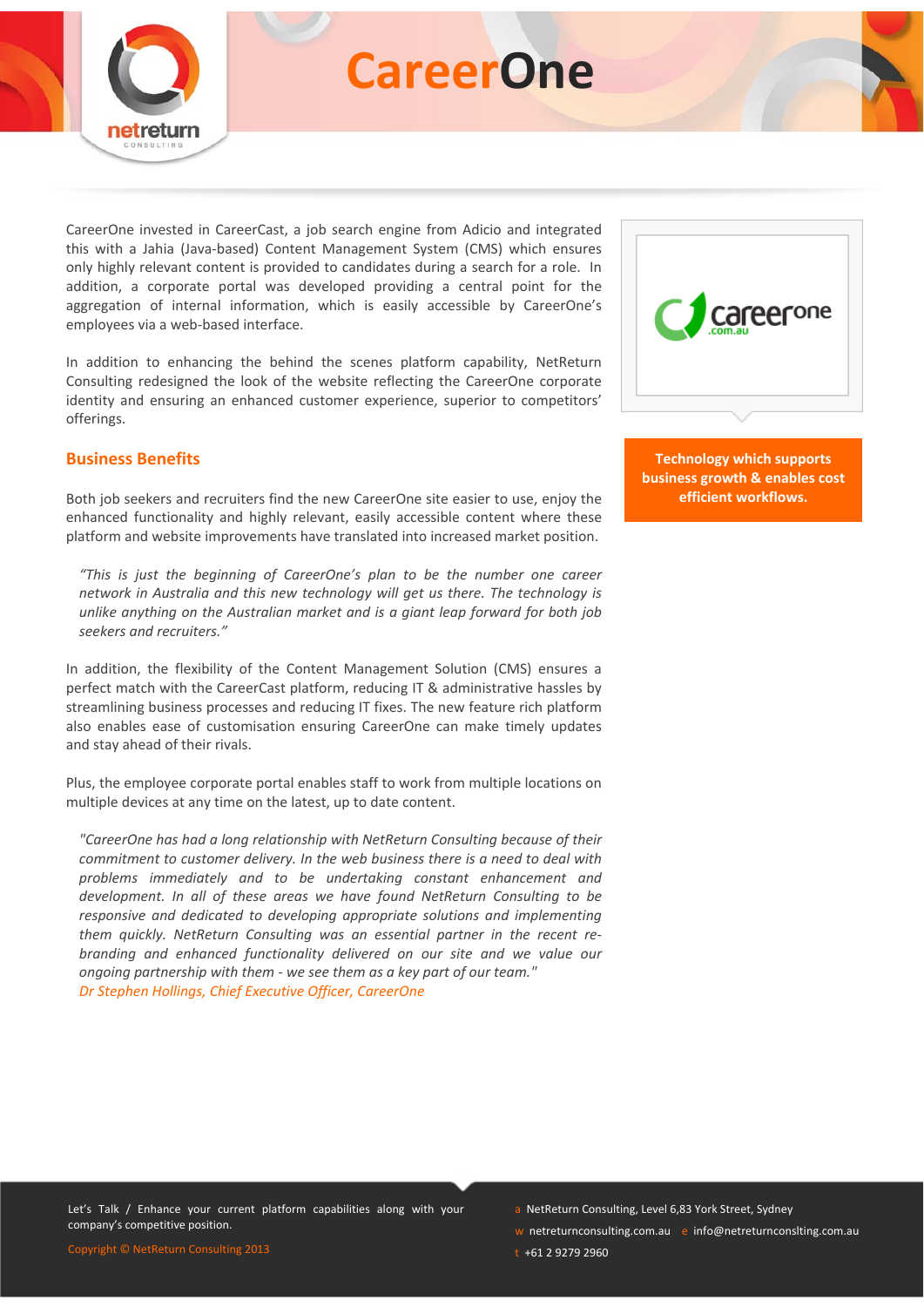# CareerOne

CareerOne invested in CareerCast, a job search engine from Adicio and integrated this with a Jahia (Java-based) Content Management System (CMS) which ensures only highly relevant content is provided to candidates during a search for a role. In addition, a corporate portal was developed providing a central point for the aggregation of internal information, which is easily accessible by CareerOne's employees via a web-based interface.

In addition to enhancing the behind the scenes platform capability, NetReturn Consulting redesigned the look of the website reflecting the CareerOne corporate identity and ensuring an enhanced customer experience, superior to competitors' offerings.

**Technology which supports business growth & enables cost efficient workflows.**

## Business Benefits

Both job seekers and recruiters find the new CareerOne site easier to use, enjoy the enhanced functionality and highly relevant, easily accessible content where these platform and website improvements have translated into increased market position.

> *"This is just the beginning of CareerOne's plan to be the number one career network in Australia and this new technology will get us there. The technology is unlike anything on the Australian market and is a giant leap forward for both job seekers and recruiters."*

In addition, the flexibility of the Content Management Solution (CMS) ensures a perfect match with the CareerCast platform, reducing IT & administrative hassles by streamlining business processes and reducing IT fixes. The new feature rich platform also enables ease of customisation ensuring CareerOne can make timely updates and stay ahead of their rivals.

Plus, the employee corporate portal enables staff to work from multiple locations on multiple devices at any time on the latest, up to date content.

> *"CareerOne has had a long relationship with NetReturn Consulting because of their commitment to customer delivery. In the web business there is a need to deal with problems immediately and to be undertaking constant enhancement and development. In all of these areas we have found NetReturn Consulting to be responsive and dedicated to developing appropriate solutions and implementing them quickly. NetReturn Consulting was an essential partner in the recent re-branding and enhanced functionality delivered on our site and we value our ongoing partnership with them - we see them as a key part of our team."*
> *Dr Stephen Hollings, Chief Executive Officer, CareerOne*

Let's Talk / Enhance your current platform capabilities along with your company's competitive position.

Copyright © NetReturn Consulting 2013

a NetReturn Consulting, Level 6,83 York Street, Sydney
w netreturnconsulting.com.au e info@netreturnconslting.com.au
t +61 2 9279 2960